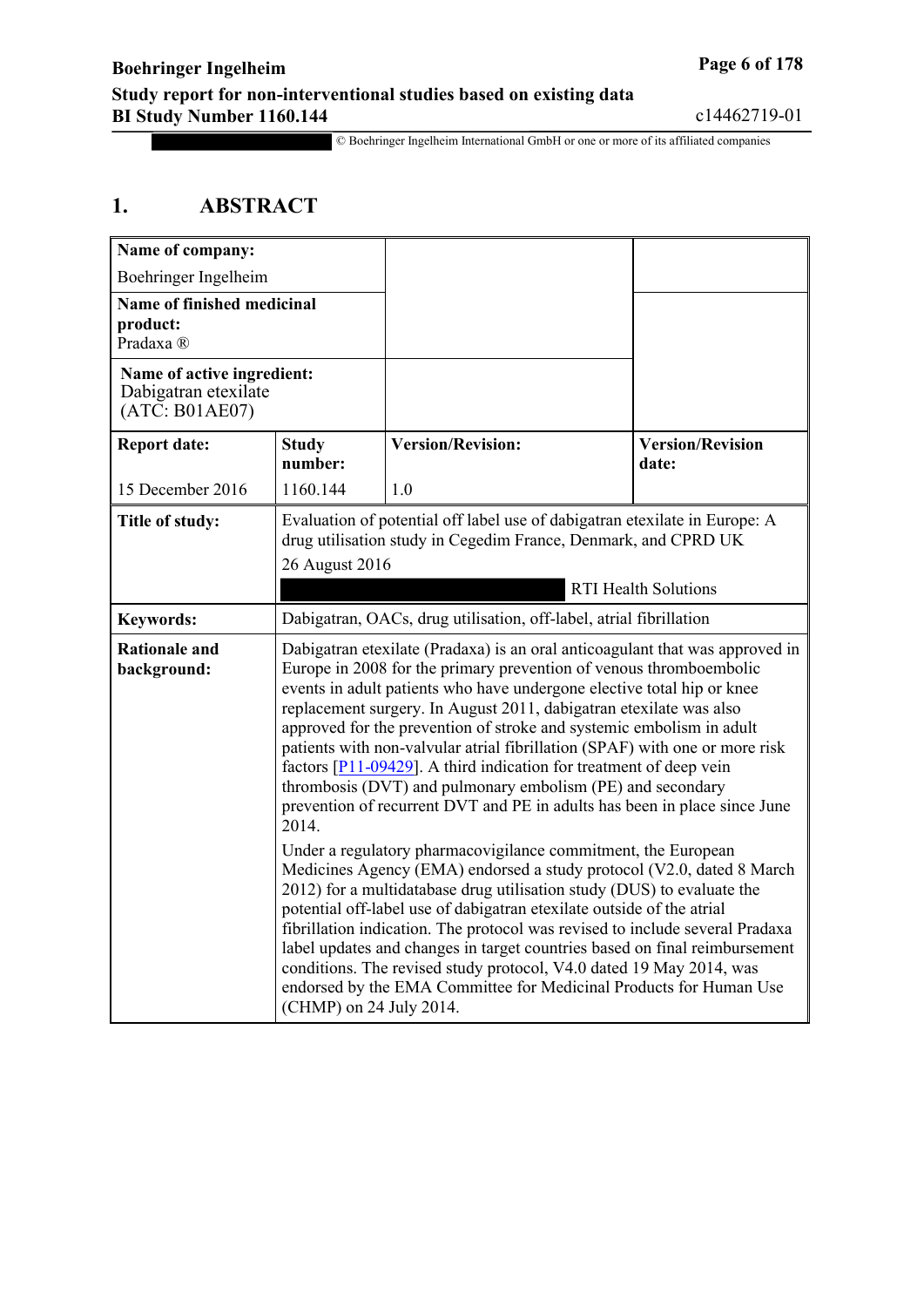# 1. ABSTRACT

| Name of company: Boehringer Ingelheim | | | |
|---|---|---|---|
| **Name of finished medicinal product:** Pradaxa ® | | | |
| **Name of active ingredient:** Dabigatran etexilate (ATC: B01AE07) | | | |
| **Report date:** 15 December 2016 | **Study number:** 1160.144 | **Version/Revision:** 1.0 | **Version/Revision date:** |
| **Title of study:** | Evaluation of potential off label use of dabigatran etexilate in Europe: A drug utilisation study in Cegedim France, Denmark, and CPRD UK<br>26 August 2016<br>RTI Health Solutions | | |
| **Keywords:** | Dabigatran, OACs, drug utilisation, off-label, atrial fibrillation | | |
| **Rationale and background:** | Dabigatran etexilate (Pradaxa) is an oral anticoagulant that was approved in Europe in 2008 for the primary prevention of venous thromboembolic events in adult patients who have undergone elective total hip or knee replacement surgery. In August 2011, dabigatran etexilate was also approved for the prevention of stroke and systemic embolism in adult patients with non-valvular atrial fibrillation (SPAF) with one or more risk factors [P11-09429]. A third indication for treatment of deep vein thrombosis (DVT) and pulmonary embolism (PE) and secondary prevention of recurrent DVT and PE in adults has been in place since June 2014.<br><br>Under a regulatory pharmacovigilance commitment, the European Medicines Agency (EMA) endorsed a study protocol (V2.0, dated 8 March 2012) for a multidatabase drug utilisation study (DUS) to evaluate the potential off-label use of dabigatran etexilate outside of the atrial fibrillation indication. The protocol was revised to include several Pradaxa label updates and changes in target countries based on final reimbursement conditions. The revised study protocol, V4.0 dated 19 May 2014, was endorsed by the EMA Committee for Medicinal Products for Human Use (CHMP) on 24 July 2014. | | |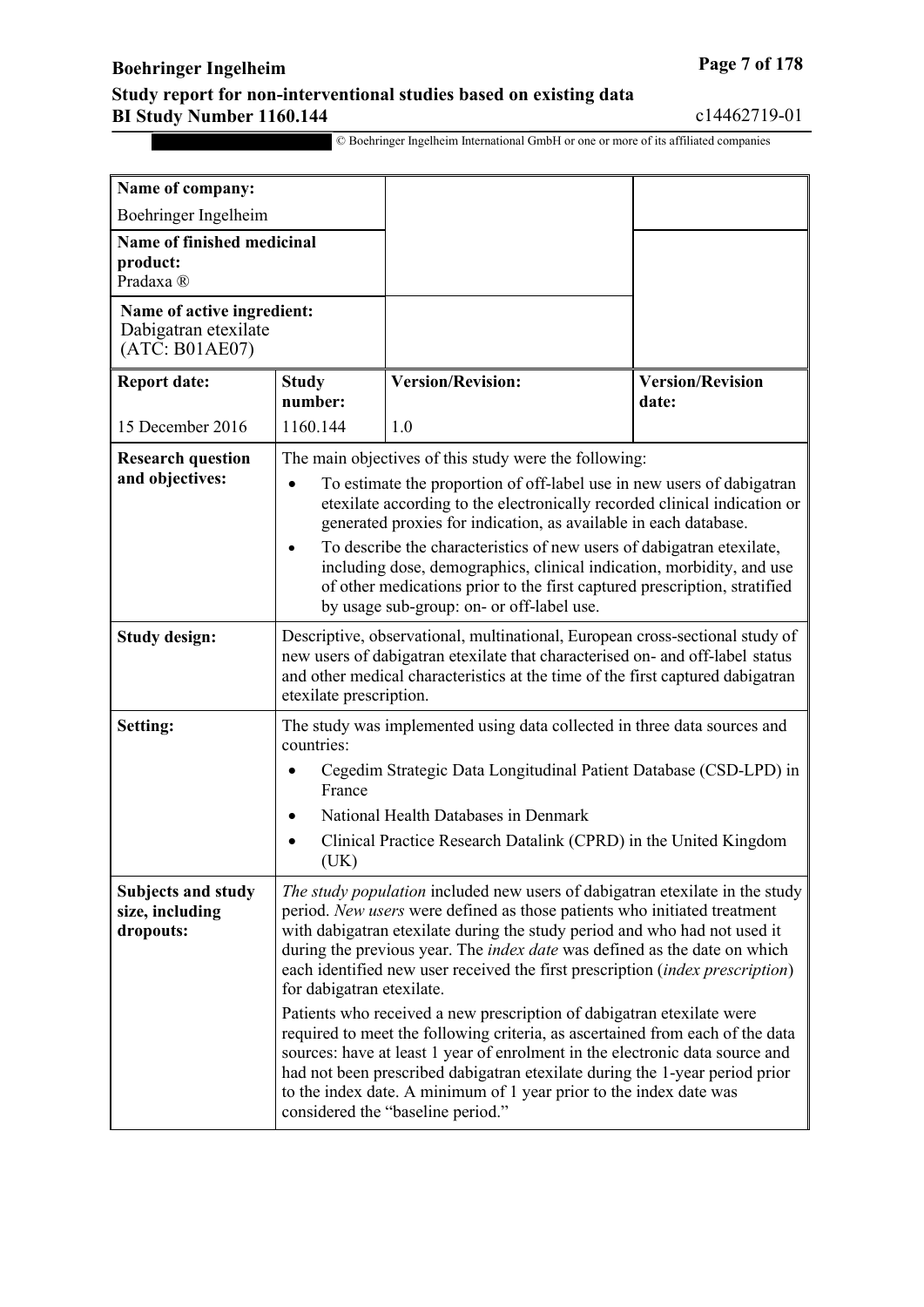| Name of company: Boehringer Ingelheim | | | |
|---|---|---|---|
| **Name of finished medicinal product:** Pradaxa ® | | | |
| **Name of active ingredient:** Dabigatran etexilate (ATC: B01AE07) | | | |
| **Report date:** | **Study number:** | **Version/Revision:** | **Version/Revision date:** |
| 15 December 2016 | 1160.144 | 1.0 | |
| **Research question and objectives:** | The main objectives of this study were the following:<br>• To estimate the proportion of off-label use in new users of dabigatran etexilate according to the electronically recorded clinical indication or generated proxies for indication, as available in each database.<br>• To describe the characteristics of new users of dabigatran etexilate, including dose, demographics, clinical indication, morbidity, and use of other medications prior to the first captured prescription, stratified by usage sub-group: on- or off-label use. | | |
| **Study design:** | Descriptive, observational, multinational, European cross-sectional study of new users of dabigatran etexilate that characterised on- and off-label status and other medical characteristics at the time of the first captured dabigatran etexilate prescription. | | |
| **Setting:** | The study was implemented using data collected in three data sources and countries:<br>• Cegedim Strategic Data Longitudinal Patient Database (CSD-LPD) in France<br>• National Health Databases in Denmark<br>• Clinical Practice Research Datalink (CPRD) in the United Kingdom (UK) | | |
| **Subjects and study size, including dropouts:** | *The study population* included new users of dabigatran etexilate in the study period. *New users* were defined as those patients who initiated treatment with dabigatran etexilate during the study period and who had not used it during the previous year. The *index date* was defined as the date on which each identified new user received the first prescription (*index prescription*) for dabigatran etexilate.<br>Patients who received a new prescription of dabigatran etexilate were required to meet the following criteria, as ascertained from each of the data sources: have at least 1 year of enrolment in the electronic data source and had not been prescribed dabigatran etexilate during the 1-year period prior to the index date. A minimum of 1 year prior to the index date was considered the "baseline period." | | |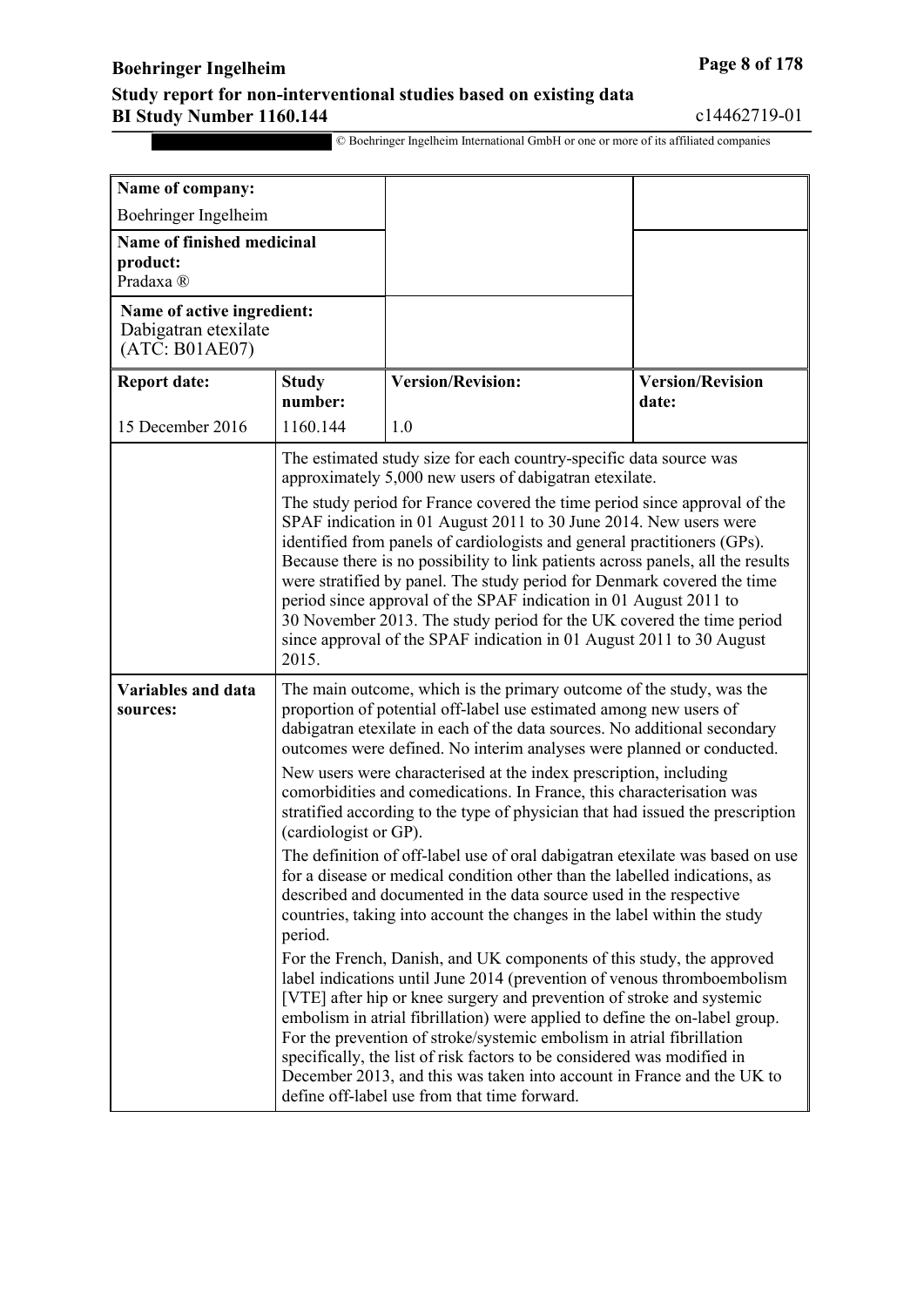| Name of company: Boehringer Ingelheim | | | |
|---|---|---|---|
| **Name of finished medicinal product:** Pradaxa ® | | | |
| **Name of active ingredient:** Dabigatran etexilate (ATC: B01AE07) | | | |
| **Report date:** | **Study number:** | **Version/Revision:** | **Version/Revision date:** |
| 15 December 2016 | 1160.144 | 1.0 | |
| | The estimated study size for each country-specific data source was approximately 5,000 new users of dabigatran etexilate.<br><br>The study period for France covered the time period since approval of the SPAF indication in 01 August 2011 to 30 June 2014. New users were identified from panels of cardiologists and general practitioners (GPs). Because there is no possibility to link patients across panels, all the results were stratified by panel. The study period for Denmark covered the time period since approval of the SPAF indication in 01 August 2011 to 30 November 2013. The study period for the UK covered the time period since approval of the SPAF indication in 01 August 2011 to 30 August 2015. | | |
| **Variables and data sources:** | The main outcome, which is the primary outcome of the study, was the proportion of potential off-label use estimated among new users of dabigatran etexilate in each of the data sources. No additional secondary outcomes were defined. No interim analyses were planned or conducted.<br><br>New users were characterised at the index prescription, including comorbidities and comedications. In France, this characterisation was stratified according to the type of physician that had issued the prescription (cardiologist or GP).<br><br>The definition of off-label use of oral dabigatran etexilate was based on use for a disease or medical condition other than the labelled indications, as described and documented in the data source used in the respective countries, taking into account the changes in the label within the study period.<br><br>For the French, Danish, and UK components of this study, the approved label indications until June 2014 (prevention of venous thromboembolism [VTE] after hip or knee surgery and prevention of stroke and systemic embolism in atrial fibrillation) were applied to define the on-label group. For the prevention of stroke/systemic embolism in atrial fibrillation specifically, the list of risk factors to be considered was modified in December 2013, and this was taken into account in France and the UK to define off-label use from that time forward. | | |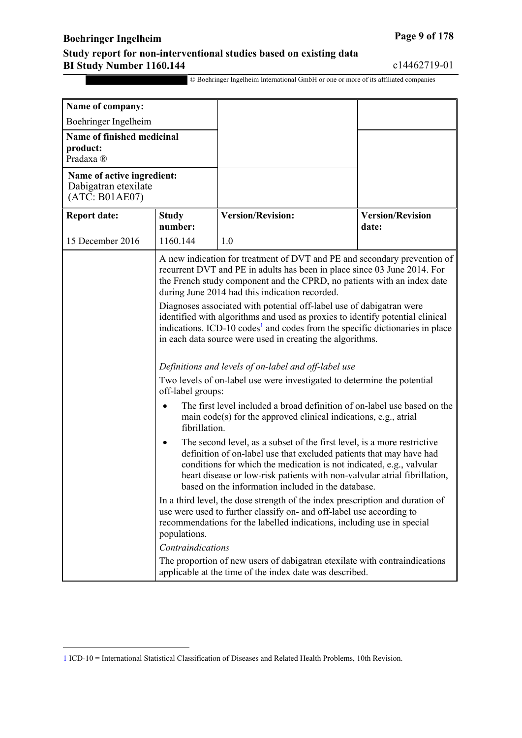| Name of company: Boehringer Ingelheim | | | |
|---|---|---|---|
| **Name of finished medicinal product:** Pradaxa ® | | | |
| **Name of active ingredient:** Dabigatran etexilate (ATC: B01AE07) | | | |
| **Report date:** | **Study number:** | **Version/Revision:** | **Version/Revision date:** |
| 15 December 2016 | 1160.144 | 1.0 | |

A new indication for treatment of DVT and PE and secondary prevention of recurrent DVT and PE in adults has been in place since 03 June 2014. For the French study component and the CPRD, no patients with an index date during June 2014 had this indication recorded.

Diagnoses associated with potential off-label use of dabigatran were identified with algorithms and used as proxies to identify potential clinical indications. ICD-10 codes[1] and codes from the specific dictionaries in place in each data source were used in creating the algorithms.

*Definitions and levels of on-label and off-label use*

Two levels of on-label use were investigated to determine the potential off-label groups:

- The first level included a broad definition of on-label use based on the main code(s) for the approved clinical indications, e.g., atrial fibrillation.
- The second level, as a subset of the first level, is a more restrictive definition of on-label use that excluded patients that may have had conditions for which the medication is not indicated, e.g., valvular heart disease or low-risk patients with non-valvular atrial fibrillation, based on the information included in the database.

In a third level, the dose strength of the index prescription and duration of use were used to further classify on- and off-label use according to recommendations for the labelled indications, including use in special populations.

*Contraindications*

The proportion of new users of dabigatran etexilate with contraindications applicable at the time of the index date was described.

[1] ICD-10 = International Statistical Classification of Diseases and Related Health Problems, 10th Revision.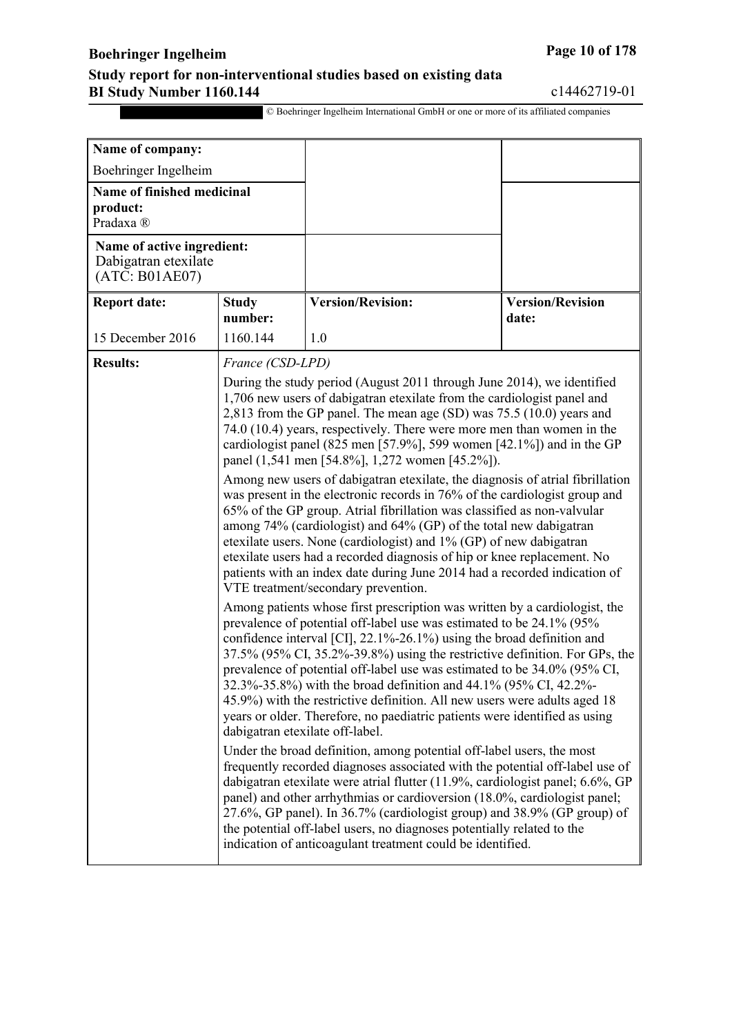| Name of company: Boehringer Ingelheim | | | |
|---|---|---|---|
| **Name of finished medicinal product:** Pradaxa ® | | | |
| **Name of active ingredient:** Dabigatran etexilate (ATC: B01AE07) | | | |
| **Report date:** | **Study number:** | **Version/Revision:** | **Version/Revision date:** |
| 15 December 2016 | 1160.144 | 1.0 | |
| **Results:** | *France (CSD-LPD)*<br><br>During the study period (August 2011 through June 2014), we identified 1,706 new users of dabigatran etexilate from the cardiologist panel and 2,813 from the GP panel. The mean age (SD) was 75.5 (10.0) years and 74.0 (10.4) years, respectively. There were more men than women in the cardiologist panel (825 men [57.9%], 599 women [42.1%]) and in the GP panel (1,541 men [54.8%], 1,272 women [45.2%]).<br><br>Among new users of dabigatran etexilate, the diagnosis of atrial fibrillation was present in the electronic records in 76% of the cardiologist group and 65% of the GP group. Atrial fibrillation was classified as non-valvular among 74% (cardiologist) and 64% (GP) of the total new dabigatran etexilate users. None (cardiologist) and 1% (GP) of new dabigatran etexilate users had a recorded diagnosis of hip or knee replacement. No patients with an index date during June 2014 had a recorded indication of VTE treatment/secondary prevention.<br><br>Among patients whose first prescription was written by a cardiologist, the prevalence of potential off-label use was estimated to be 24.1% (95% confidence interval [CI], 22.1%-26.1%) using the broad definition and 37.5% (95% CI, 35.2%-39.8%) using the restrictive definition. For GPs, the prevalence of potential off-label use was estimated to be 34.0% (95% CI, 32.3%-35.8%) with the broad definition and 44.1% (95% CI, 42.2%-45.9%) with the restrictive definition. All new users were adults aged 18 years or older. Therefore, no paediatric patients were identified as using dabigatran etexilate off-label.<br><br>Under the broad definition, among potential off-label users, the most frequently recorded diagnoses associated with the potential off-label use of dabigatran etexilate were atrial flutter (11.9%, cardiologist panel; 6.6%, GP panel) and other arrhythmias or cardioversion (18.0%, cardiologist panel; 27.6%, GP panel). In 36.7% (cardiologist group) and 38.9% (GP group) of the potential off-label users, no diagnoses potentially related to the indication of anticoagulant treatment could be identified. | | |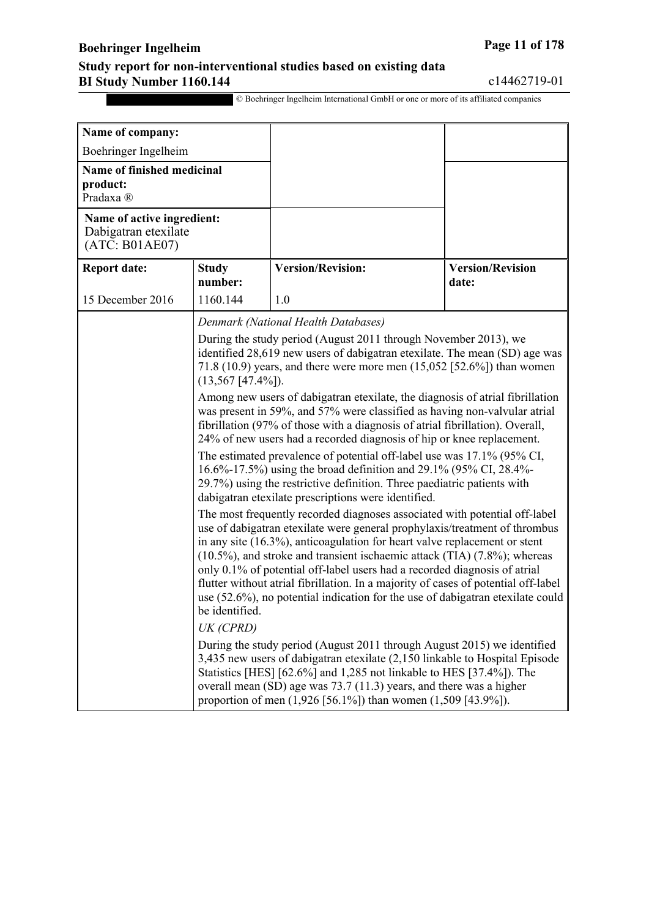| Name of company: Boehringer Ingelheim | | | |
|---|---|---|---|
| **Name of finished medicinal product:** Pradaxa ® | | | |
| **Name of active ingredient:** Dabigatran etexilate (ATC: B01AE07) | | | |
| **Report date:** | **Study number:** | **Version/Revision:** | **Version/Revision date:** |
| 15 December 2016 | 1160.144 | 1.0 | |

*Denmark (National Health Databases)*

During the study period (August 2011 through November 2013), we identified 28,619 new users of dabigatran etexilate. The mean (SD) age was 71.8 (10.9) years, and there were more men (15,052 [52.6%]) than women (13,567 [47.4%]).

Among new users of dabigatran etexilate, the diagnosis of atrial fibrillation was present in 59%, and 57% were classified as having non-valvular atrial fibrillation (97% of those with a diagnosis of atrial fibrillation). Overall, 24% of new users had a recorded diagnosis of hip or knee replacement.

The estimated prevalence of potential off-label use was 17.1% (95% CI, 16.6%-17.5%) using the broad definition and 29.1% (95% CI, 28.4%-29.7%) using the restrictive definition. Three paediatric patients with dabigatran etexilate prescriptions were identified.

The most frequently recorded diagnoses associated with potential off-label use of dabigatran etexilate were general prophylaxis/treatment of thrombus in any site (16.3%), anticoagulation for heart valve replacement or stent (10.5%), and stroke and transient ischaemic attack (TIA) (7.8%); whereas only 0.1% of potential off-label users had a recorded diagnosis of atrial flutter without atrial fibrillation. In a majority of cases of potential off-label use (52.6%), no potential indication for the use of dabigatran etexilate could be identified.

*UK (CPRD)*

During the study period (August 2011 through August 2015) we identified 3,435 new users of dabigatran etexilate (2,150 linkable to Hospital Episode Statistics [HES] [62.6%] and 1,285 not linkable to HES [37.4%]). The overall mean (SD) age was 73.7 (11.3) years, and there was a higher proportion of men (1,926 [56.1%]) than women (1,509 [43.9%]).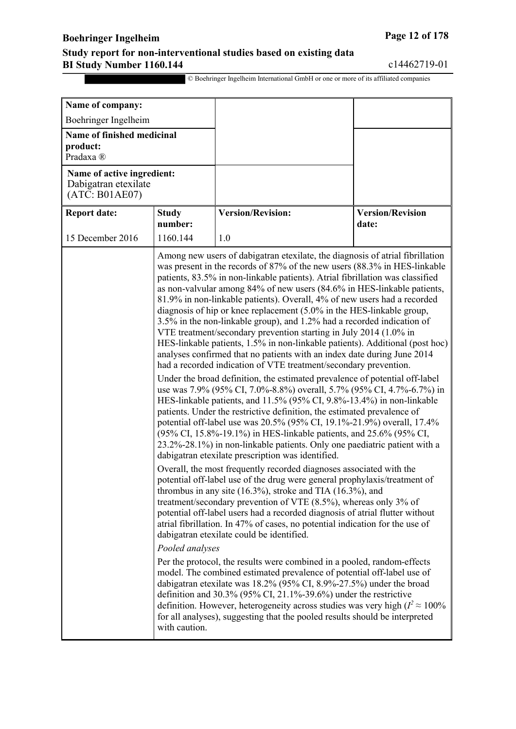| Name of company: Boehringer Ingelheim | | | |
|---|---|---|---|
| Name of finished medicinal product: Pradaxa ® | | | |
| Name of active ingredient: Dabigatran etexilate (ATC: B01AE07) | | | |
| **Report date:** | **Study number:** | **Version/Revision:** | **Version/Revision date:** |
| 15 December 2016 | 1160.144 | 1.0 | |

Among new users of dabigatran etexilate, the diagnosis of atrial fibrillation was present in the records of 87% of the new users (88.3% in HES-linkable patients, 83.5% in non-linkable patients). Atrial fibrillation was classified as non-valvular among 84% of new users (84.6% in HES-linkable patients, 81.9% in non-linkable patients). Overall, 4% of new users had a recorded diagnosis of hip or knee replacement (5.0% in the HES-linkable group, 3.5% in the non-linkable group), and 1.2% had a recorded indication of VTE treatment/secondary prevention starting in July 2014 (1.0% in HES-linkable patients, 1.5% in non-linkable patients). Additional (post hoc) analyses confirmed that no patients with an index date during June 2014 had a recorded indication of VTE treatment/secondary prevention.

Under the broad definition, the estimated prevalence of potential off-label use was 7.9% (95% CI, 7.0%-8.8%) overall, 5.7% (95% CI, 4.7%-6.7%) in HES-linkable patients, and 11.5% (95% CI, 9.8%-13.4%) in non-linkable patients. Under the restrictive definition, the estimated prevalence of potential off-label use was 20.5% (95% CI, 19.1%-21.9%) overall, 17.4% (95% CI, 15.8%-19.1%) in HES-linkable patients, and 25.6% (95% CI, 23.2%-28.1%) in non-linkable patients. Only one paediatric patient with a dabigatran etexilate prescription was identified.

Overall, the most frequently recorded diagnoses associated with the potential off-label use of the drug were general prophylaxis/treatment of thrombus in any site (16.3%), stroke and TIA (16.3%), and treatment/secondary prevention of VTE (8.5%), whereas only 3% of potential off-label users had a recorded diagnosis of atrial flutter without atrial fibrillation. In 47% of cases, no potential indication for the use of dabigatran etexilate could be identified.

*Pooled analyses*

Per the protocol, the results were combined in a pooled, random-effects model. The combined estimated prevalence of potential off-label use of dabigatran etexilate was 18.2% (95% CI, 8.9%-27.5%) under the broad definition and 30.3% (95% CI, 21.1%-39.6%) under the restrictive definition. However, heterogeneity across studies was very high ($I^2 \approx 100\%$ for all analyses), suggesting that the pooled results should be interpreted with caution.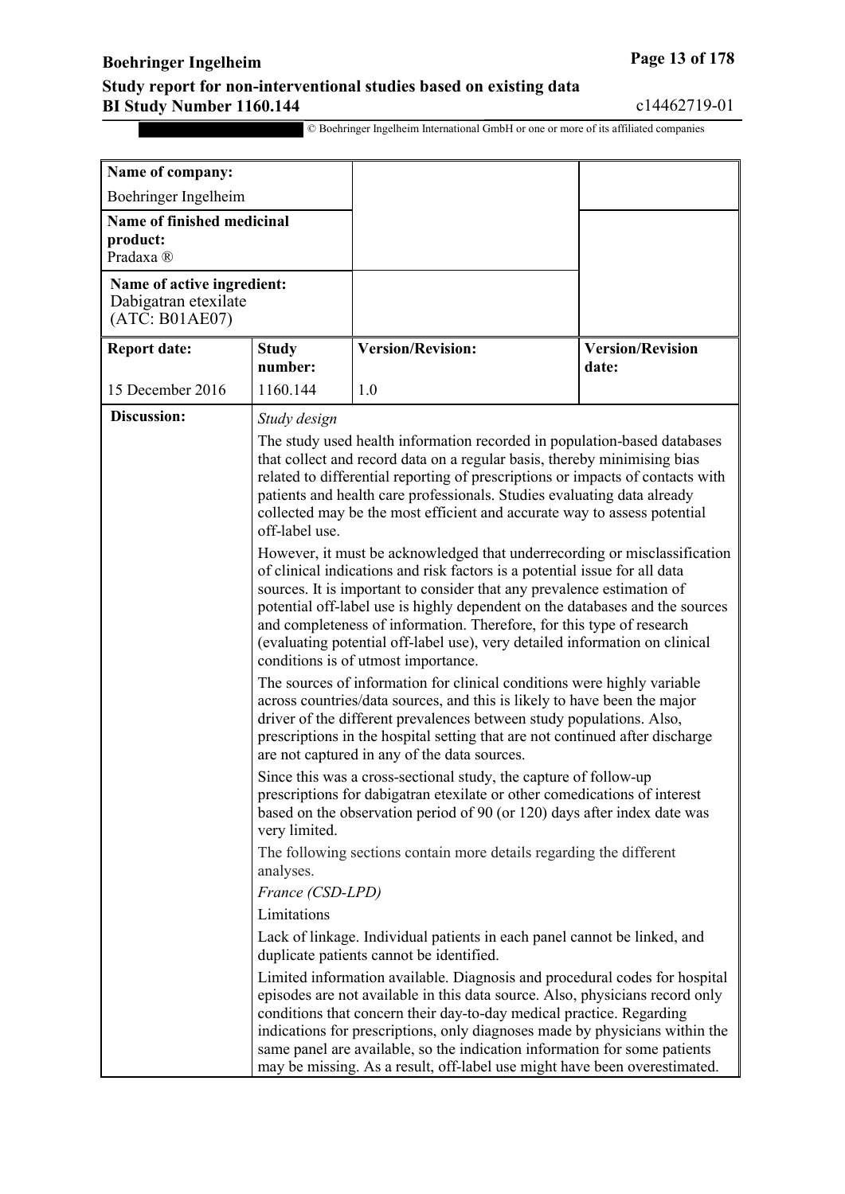| Name of company: | | | |
|---|---|---|---|
| Boehringer Ingelheim | | | |
| **Name of finished medicinal product:** Pradaxa ® | | | |
| **Name of active ingredient:** Dabigatran etexilate (ATC: B01AE07) | | | |
| **Report date:** | **Study number:** | **Version/Revision:** | **Version/Revision date:** |
| 15 December 2016 | 1160.144 | 1.0 | |
| **Discussion:** | *Study design*<br><br>The study used health information recorded in population-based databases that collect and record data on a regular basis, thereby minimising bias related to differential reporting of prescriptions or impacts of contacts with patients and health care professionals. Studies evaluating data already collected may be the most efficient and accurate way to assess potential off-label use.<br><br>However, it must be acknowledged that underrecording or misclassification of clinical indications and risk factors is a potential issue for all data sources. It is important to consider that any prevalence estimation of potential off-label use is highly dependent on the databases and the sources and completeness of information. Therefore, for this type of research (evaluating potential off-label use), very detailed information on clinical conditions is of utmost importance.<br><br>The sources of information for clinical conditions were highly variable across countries/data sources, and this is likely to have been the major driver of the different prevalences between study populations. Also, prescriptions in the hospital setting that are not continued after discharge are not captured in any of the data sources.<br><br>Since this was a cross-sectional study, the capture of follow-up prescriptions for dabigatran etexilate or other comedications of interest based on the observation period of 90 (or 120) days after index date was very limited.<br><br>The following sections contain more details regarding the different analyses.<br><br>*France (CSD-LPD)*<br><br>Limitations<br><br>Lack of linkage. Individual patients in each panel cannot be linked, and duplicate patients cannot be identified.<br><br>Limited information available. Diagnosis and procedural codes for hospital episodes are not available in this data source. Also, physicians record only conditions that concern their day-to-day medical practice. Regarding indications for prescriptions, only diagnoses made by physicians within the same panel are available, so the indication information for some patients may be missing. As a result, off-label use might have been overestimated. | | |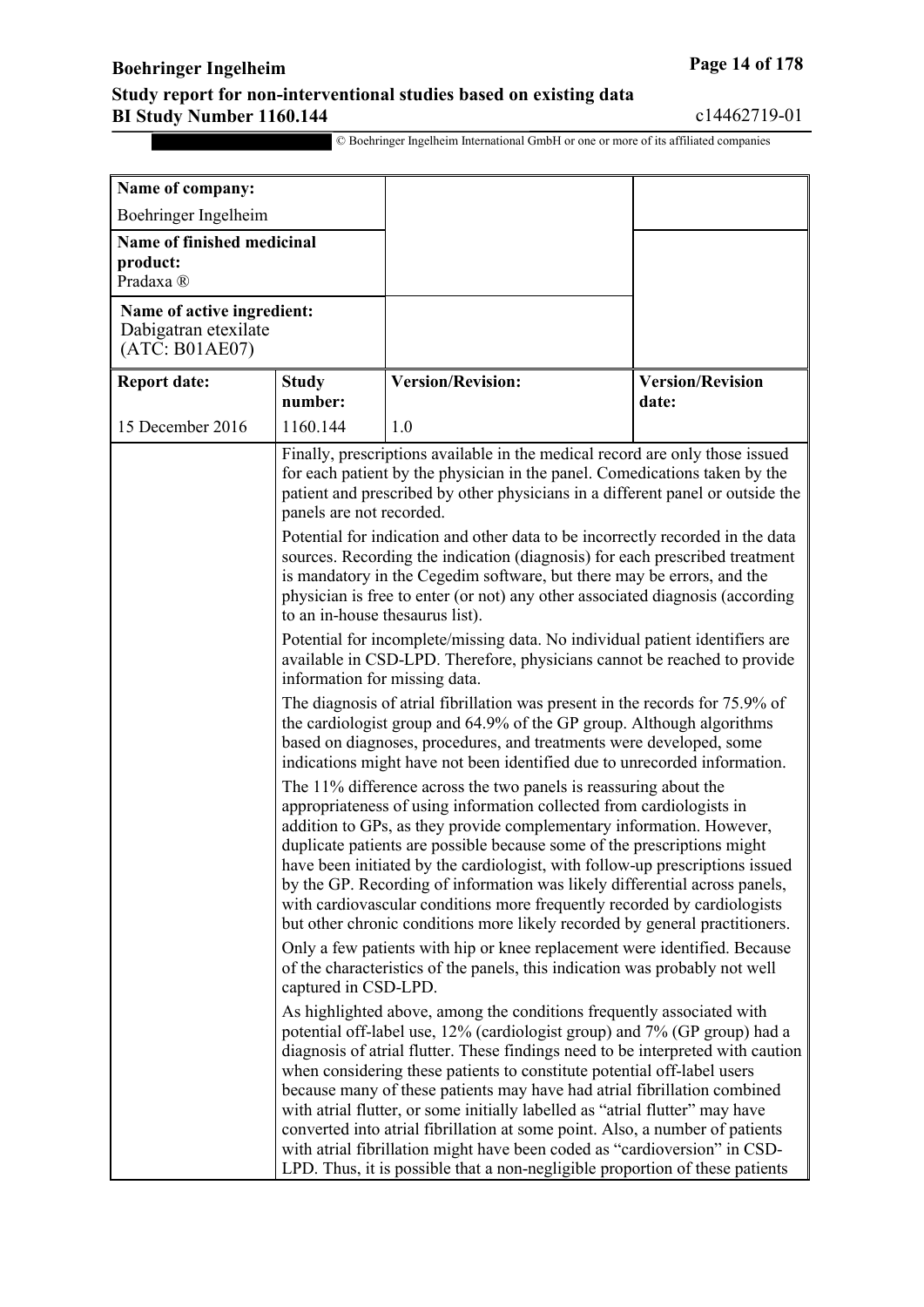| Name of company: Boehringer Ingelheim | | | |
|---|---|---|---|
| **Name of finished medicinal product:** Pradaxa ® | | | |
| **Name of active ingredient:** Dabigatran etexilate (ATC: B01AE07) | | | |
| **Report date:** | **Study number:** | **Version/Revision:** | **Version/Revision date:** |
| 15 December 2016 | 1160.144 | 1.0 | |
| | Finally, prescriptions available in the medical record are only those issued for each patient by the physician in the panel. Comedications taken by the patient and prescribed by other physicians in a different panel or outside the panels are not recorded.<br><br>Potential for indication and other data to be incorrectly recorded in the data sources. Recording the indication (diagnosis) for each prescribed treatment is mandatory in the Cegedim software, but there may be errors, and the physician is free to enter (or not) any other associated diagnosis (according to an in-house thesaurus list).<br><br>Potential for incomplete/missing data. No individual patient identifiers are available in CSD-LPD. Therefore, physicians cannot be reached to provide information for missing data.<br><br>The diagnosis of atrial fibrillation was present in the records for 75.9% of the cardiologist group and 64.9% of the GP group. Although algorithms based on diagnoses, procedures, and treatments were developed, some indications might have not been identified due to unrecorded information.<br><br>The 11% difference across the two panels is reassuring about the appropriateness of using information collected from cardiologists in addition to GPs, as they provide complementary information. However, duplicate patients are possible because some of the prescriptions might have been initiated by the cardiologist, with follow-up prescriptions issued by the GP. Recording of information was likely differential across panels, with cardiovascular conditions more frequently recorded by cardiologists but other chronic conditions more likely recorded by general practitioners.<br><br>Only a few patients with hip or knee replacement were identified. Because of the characteristics of the panels, this indication was probably not well captured in CSD-LPD.<br><br>As highlighted above, among the conditions frequently associated with potential off-label use, 12% (cardiologist group) and 7% (GP group) had a diagnosis of atrial flutter. These findings need to be interpreted with caution when considering these patients to constitute potential off-label users because many of these patients may have had atrial fibrillation combined with atrial flutter, or some initially labelled as "atrial flutter" may have converted into atrial fibrillation at some point. Also, a number of patients with atrial fibrillation might have been coded as "cardioversion" in CSD-LPD. Thus, it is possible that a non-negligible proportion of these patients | | |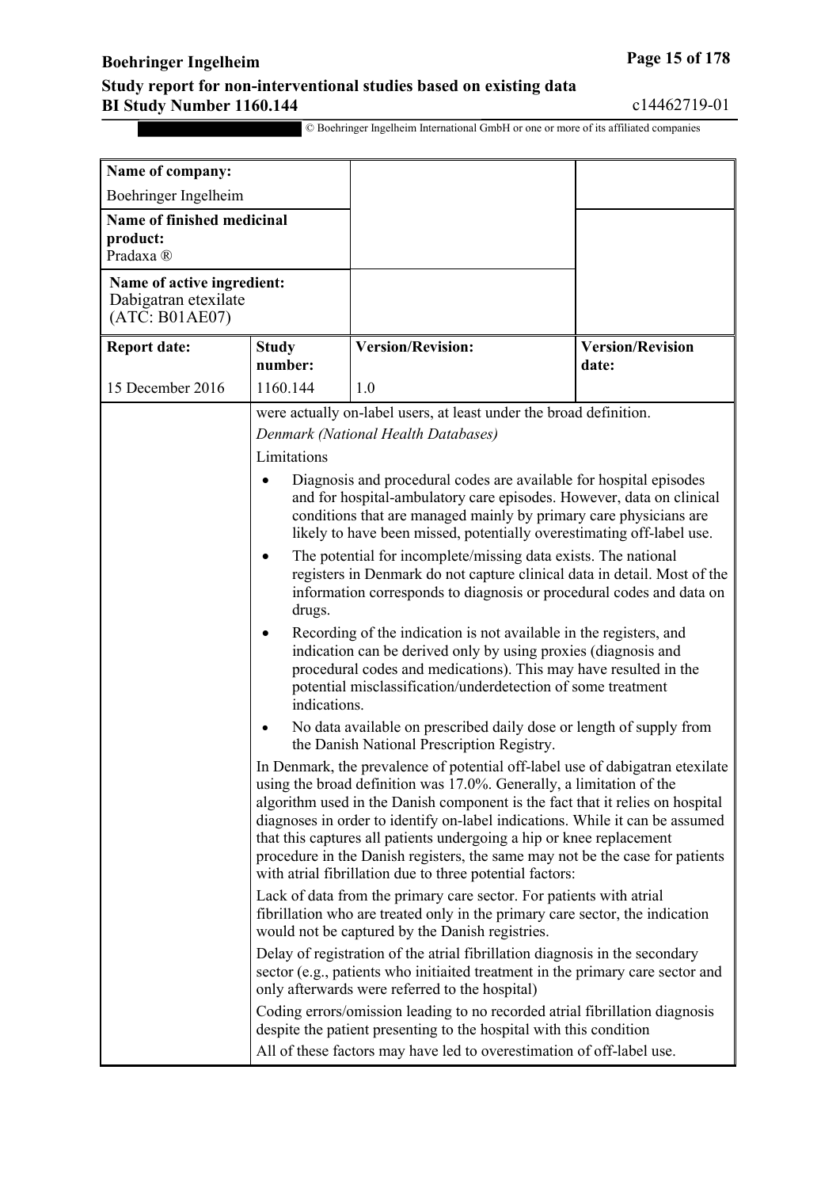| Name of company: | | |
|---|---|---|
| Boehringer Ingelheim | | |
| **Name of finished medicinal product:** Pradaxa ® | | |
| **Name of active ingredient:** Dabigatran etexilate (ATC: B01AE07) | | |

| Report date: | Study number: | Version/Revision: | Version/Revision date: |
|---|---|---|---|
| 15 December 2016 | 1160.144 | 1.0 | |

were actually on-label users, at least under the broad definition.

*Denmark (National Health Databases)*

Limitations

- Diagnosis and procedural codes are available for hospital episodes and for hospital-ambulatory care episodes. However, data on clinical conditions that are managed mainly by primary care physicians are likely to have been missed, potentially overestimating off-label use.
- The potential for incomplete/missing data exists. The national registers in Denmark do not capture clinical data in detail. Most of the information corresponds to diagnosis or procedural codes and data on drugs.
- Recording of the indication is not available in the registers, and indication can be derived only by using proxies (diagnosis and procedural codes and medications). This may have resulted in the potential misclassification/underdetection of some treatment indications.
- No data available on prescribed daily dose or length of supply from the Danish National Prescription Registry.

In Denmark, the prevalence of potential off-label use of dabigatran etexilate using the broad definition was 17.0%. Generally, a limitation of the algorithm used in the Danish component is the fact that it relies on hospital diagnoses in order to identify on-label indications. While it can be assumed that this captures all patients undergoing a hip or knee replacement procedure in the Danish registers, the same may not be the case for patients with atrial fibrillation due to three potential factors:

Lack of data from the primary care sector. For patients with atrial fibrillation who are treated only in the primary care sector, the indication would not be captured by the Danish registries.

Delay of registration of the atrial fibrillation diagnosis in the secondary sector (e.g., patients who initiaited treatment in the primary care sector and only afterwards were referred to the hospital)

Coding errors/omission leading to no recorded atrial fibrillation diagnosis despite the patient presenting to the hospital with this condition

All of these factors may have led to overestimation of off-label use.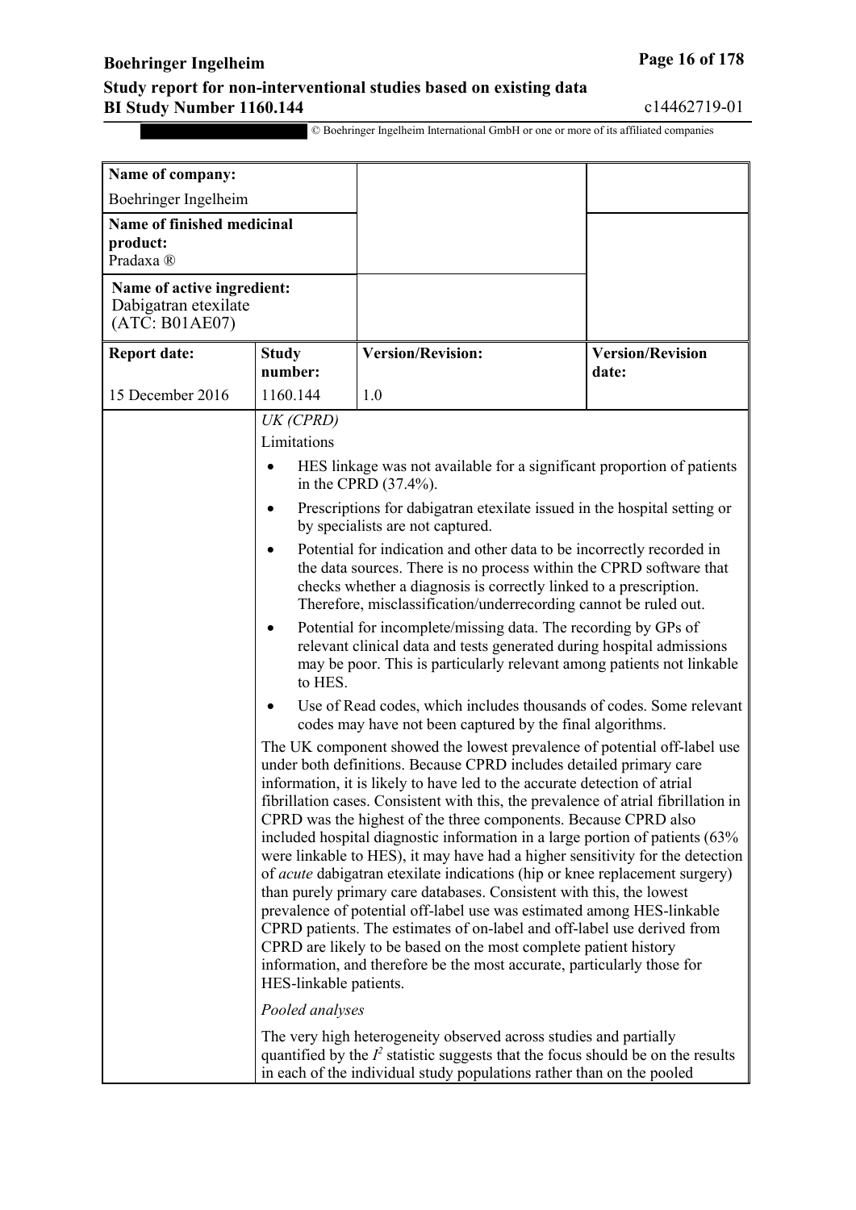| Name of company: Boehringer Ingelheim | | | |
|---|---|---|---|
| **Name of finished medicinal product:** Pradaxa ® | | | |
| **Name of active ingredient:** Dabigatran etexilate (ATC: B01AE07) | | | |
| **Report date:** | **Study number:** | **Version/Revision:** | **Version/Revision date:** |
| 15 December 2016 | 1160.144 | 1.0 | |

*UK (CPRD)*

Limitations

- HES linkage was not available for a significant proportion of patients in the CPRD (37.4%).
- Prescriptions for dabigatran etexilate issued in the hospital setting or by specialists are not captured.
- Potential for indication and other data to be incorrectly recorded in the data sources. There is no process within the CPRD software that checks whether a diagnosis is correctly linked to a prescription. Therefore, misclassification/underrecording cannot be ruled out.
- Potential for incomplete/missing data. The recording by GPs of relevant clinical data and tests generated during hospital admissions may be poor. This is particularly relevant among patients not linkable to HES.
- Use of Read codes, which includes thousands of codes. Some relevant codes may have not been captured by the final algorithms.

The UK component showed the lowest prevalence of potential off-label use under both definitions. Because CPRD includes detailed primary care information, it is likely to have led to the accurate detection of atrial fibrillation cases. Consistent with this, the prevalence of atrial fibrillation in CPRD was the highest of the three components. Because CPRD also included hospital diagnostic information in a large portion of patients (63% were linkable to HES), it may have had a higher sensitivity for the detection of *acute* dabigatran etexilate indications (hip or knee replacement surgery) than purely primary care databases. Consistent with this, the lowest prevalence of potential off-label use was estimated among HES-linkable CPRD patients. The estimates of on-label and off-label use derived from CPRD are likely to be based on the most complete patient history information, and therefore be the most accurate, particularly those for HES-linkable patients.

*Pooled analyses*

The very high heterogeneity observed across studies and partially quantified by the $I^2$ statistic suggests that the focus should be on the results in each of the individual study populations rather than on the pooled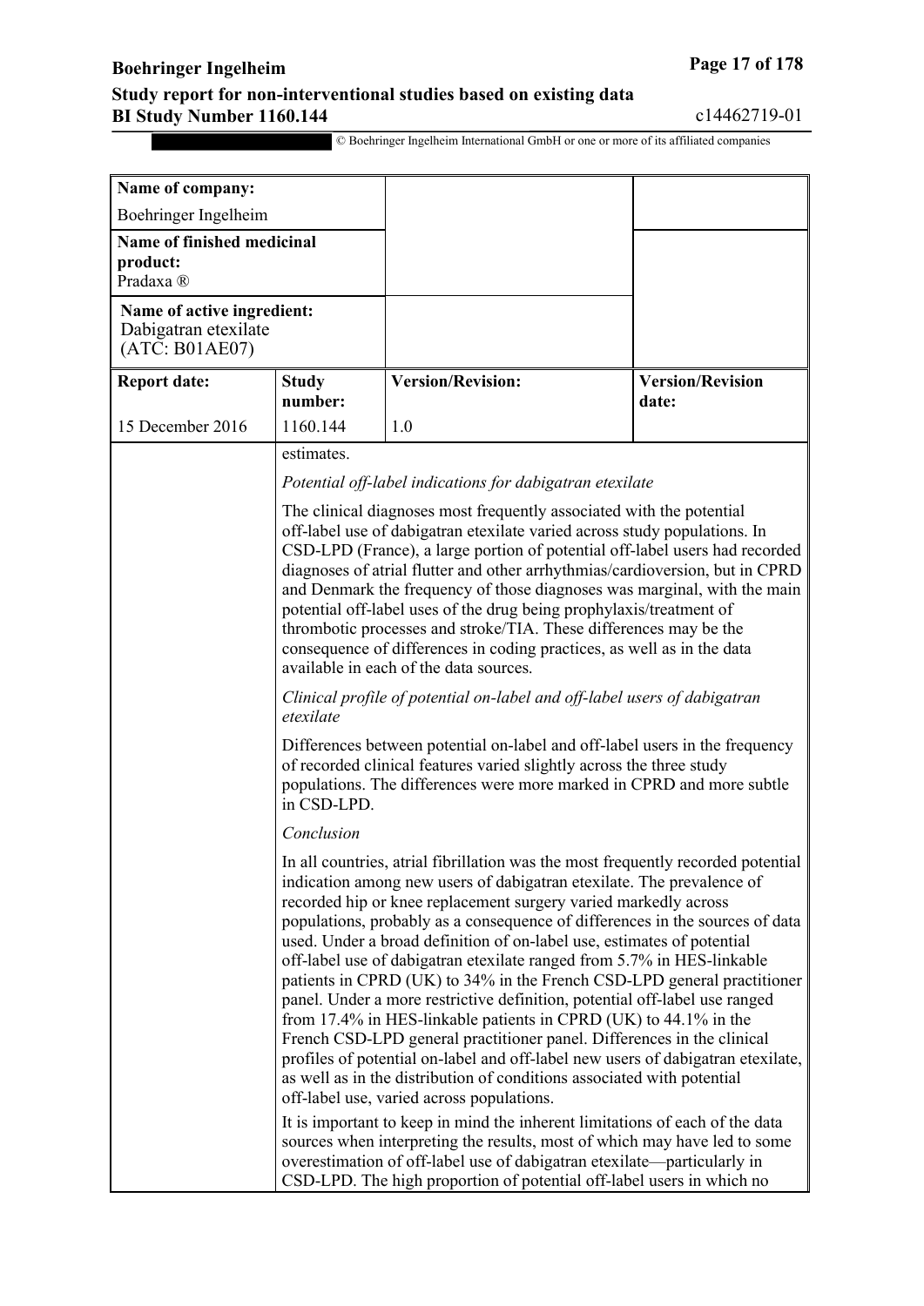| Name of company: Boehringer Ingelheim | | | |
|---|---|---|---|
| **Name of finished medicinal product:** Pradaxa ® | | | |
| **Name of active ingredient:** Dabigatran etexilate (ATC: B01AE07) | | | |
| **Report date:** | **Study number:** | **Version/Revision:** | **Version/Revision date:** |
| 15 December 2016 | 1160.144 | 1.0 | |

estimates.

*Potential off-label indications for dabigatran etexilate*

The clinical diagnoses most frequently associated with the potential off-label use of dabigatran etexilate varied across study populations. In CSD-LPD (France), a large portion of potential off-label users had recorded diagnoses of atrial flutter and other arrhythmias/cardioversion, but in CPRD and Denmark the frequency of those diagnoses was marginal, with the main potential off-label uses of the drug being prophylaxis/treatment of thrombotic processes and stroke/TIA. These differences may be the consequence of differences in coding practices, as well as in the data available in each of the data sources.

*Clinical profile of potential on-label and off-label users of dabigatran etexilate*

Differences between potential on-label and off-label users in the frequency of recorded clinical features varied slightly across the three study populations. The differences were more marked in CPRD and more subtle in CSD-LPD.

*Conclusion*

In all countries, atrial fibrillation was the most frequently recorded potential indication among new users of dabigatran etexilate. The prevalence of recorded hip or knee replacement surgery varied markedly across populations, probably as a consequence of differences in the sources of data used. Under a broad definition of on-label use, estimates of potential off-label use of dabigatran etexilate ranged from 5.7% in HES-linkable patients in CPRD (UK) to 34% in the French CSD-LPD general practitioner panel. Under a more restrictive definition, potential off-label use ranged from 17.4% in HES-linkable patients in CPRD (UK) to 44.1% in the French CSD-LPD general practitioner panel. Differences in the clinical profiles of potential on-label and off-label new users of dabigatran etexilate, as well as in the distribution of conditions associated with potential off-label use, varied across populations.

It is important to keep in mind the inherent limitations of each of the data sources when interpreting the results, most of which may have led to some overestimation of off-label use of dabigatran etexilate—particularly in CSD-LPD. The high proportion of potential off-label users in which no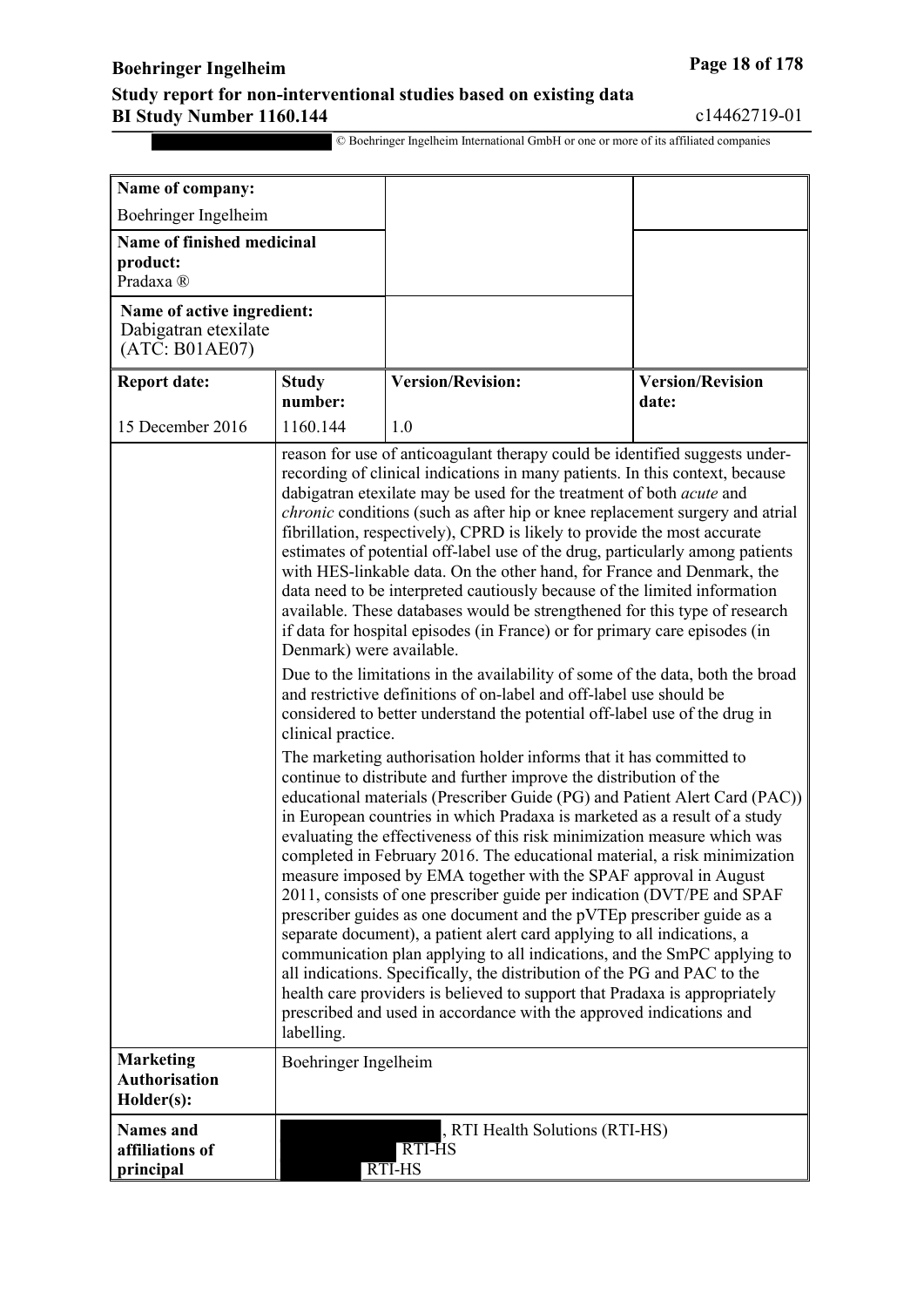| Name of company: | | | |
|---|---|---|---|
| Boehringer Ingelheim | | | |
| **Name of finished medicinal product:** Pradaxa ® | | | |
| **Name of active ingredient:** Dabigatran etexilate (ATC: B01AE07) | | | |
| **Report date:** | **Study number:** | **Version/Revision:** | **Version/Revision date:** |
| 15 December 2016 | 1160.144 | 1.0 | |
| | reason for use of anticoagulant therapy could be identified suggests under-recording of clinical indications in many patients. In this context, because dabigatran etexilate may be used for the treatment of both *acute* and *chronic* conditions (such as after hip or knee replacement surgery and atrial fibrillation, respectively), CPRD is likely to provide the most accurate estimates of potential off-label use of the drug, particularly among patients with HES-linkable data. On the other hand, for France and Denmark, the data need to be interpreted cautiously because of the limited information available. These databases would be strengthened for this type of research if data for hospital episodes (in France) or for primary care episodes (in Denmark) were available.<br><br>Due to the limitations in the availability of some of the data, both the broad and restrictive definitions of on-label and off-label use should be considered to better understand the potential off-label use of the drug in clinical practice.<br><br>The marketing authorisation holder informs that it has committed to continue to distribute and further improve the distribution of the educational materials (Prescriber Guide (PG) and Patient Alert Card (PAC)) in European countries in which Pradaxa is marketed as a result of a study evaluating the effectiveness of this risk minimization measure which was completed in February 2016. The educational material, a risk minimization measure imposed by EMA together with the SPAF approval in August 2011, consists of one prescriber guide per indication (DVT/PE and SPAF prescriber guides as one document and the pVTEp prescriber guide as a separate document), a patient alert card applying to all indications, a communication plan applying to all indications, and the SmPC applying to all indications. Specifically, the distribution of the PG and PAC to the health care providers is believed to support that Pradaxa is appropriately prescribed and used in accordance with the approved indications and labelling. | | |
| **Marketing Authorisation Holder(s):** | Boehringer Ingelheim | | |
| **Names and affiliations of principal** | [redacted], RTI Health Solutions (RTI-HS)<br>[redacted] RTI-HS<br>[redacted] RTI-HS | | |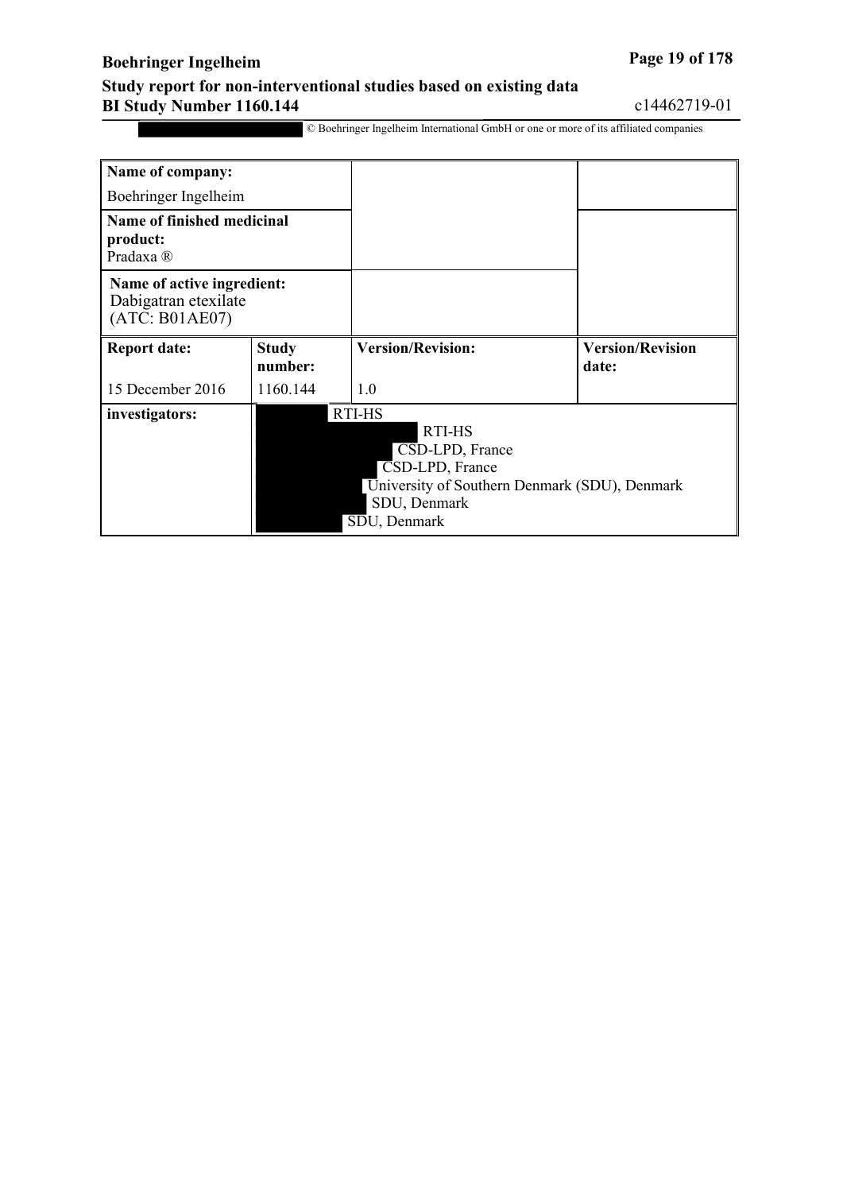| | | |
|---|---|---|
| **Name of company:** Boehringer Ingelheim | | |
| **Name of finished medicinal product:** Pradaxa ® | | |
| **Name of active ingredient:** Dabigatran etexilate (ATC: B01AE07) | | |

| **Report date:** | **Study number:** | **Version/Revision:** | **Version/Revision date:** |
|---|---|---|---|
| 15 December 2016 | 1160.144 | 1.0 | |
| **investigators:** | RTI-HS<br>RTI-HS<br>CSD-LPD, France<br>CSD-LPD, France<br>University of Southern Denmark (SDU), Denmark<br>SDU, Denmark<br>SDU, Denmark | | |